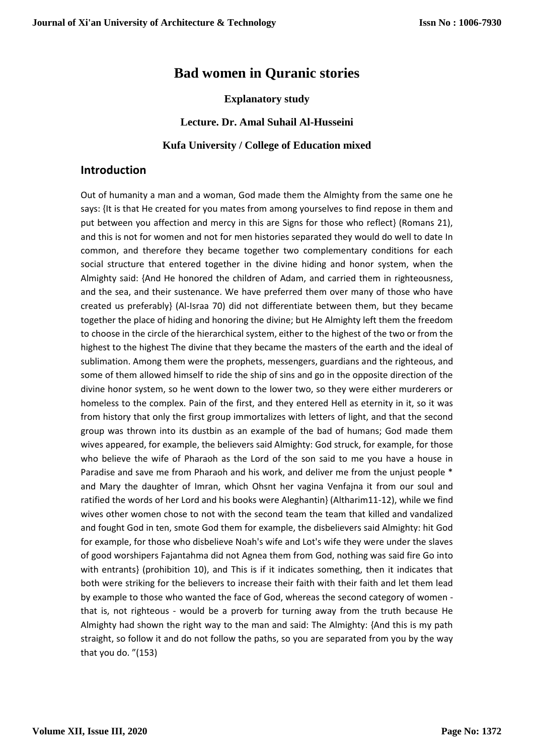# Bad women in Quranic stories

### Explanatory study

### Lecture. Dr. Amal Suhail Al-Husseini

### Kufa University / College of Education mixed

## Introduction

Out of humanity a man and a woman, God made them the Almighty from the same one he says: {It is that He created for you mates from among yourselves to find repose in them and put between you affection and mercy in this are Signs for those who reflect} (Romans 21), and this is not for women and not for men histories separated they would do well to date In common, and therefore they became together two complementary conditions for each social structure that entered together in the divine hiding and honor system, when the Almighty said: {And He honored the children of Adam, and carried them in righteousness, and the sea, and their sustenance. We have preferred them over many of those who have created us preferably} (Al-Israa 70) did not differentiate between them, but they became together the place of hiding and honoring the divine; but He Almighty left them the freedom to choose in the circle of the hierarchical system, either to the highest of the two or from the highest to the highest The divine that they became the masters of the earth and the ideal of sublimation. Among them were the prophets, messengers, guardians and the righteous, and some of them allowed himself to ride the ship of sins and go in the opposite direction of the divine honor system, so he went down to the lower two, so they were either murderers or homeless to the complex. Pain of the first, and they entered Hell as eternity in it, so it was from history that only the first group immortalizes with letters of light, and that the second group was thrown into its dustbin as an example of the bad of humans; God made them wives appeared, for example, the believers said Almighty: God struck, for example, for those who believe the wife of Pharaoh as the Lord of the son said to me you have a house in Paradise and save me from Pharaoh and his work, and deliver me from the unjust people * and Mary the daughter of Imran, which Ohsnt her vagina Venfajna it from our soul and ratified the words of her Lord and his books were Aleghantin} (Altharim11-12), while we find wives other women chose to not with the second team the team that killed and vandalized and fought God in ten, smote God them for example, the disbelievers said Almighty: hit God for example, for those who disbelieve Noah's wife and Lot's wife they were under the slaves of good worshipers Fajantahma did not Agnea them from God, nothing was said fire Go into with entrants} (prohibition 10), and This is if it indicates something, then it indicates that both were striking for the believers to increase their faith with their faith and let them lead by example to those who wanted the face of God, whereas the second category of women - that is, not righteous - would be a proverb for turning away from the truth because He Almighty had shown the right way to the man and said: The Almighty: {And this is my path straight, so follow it and do not follow the paths, so you are separated from you by the way that you do. "(153)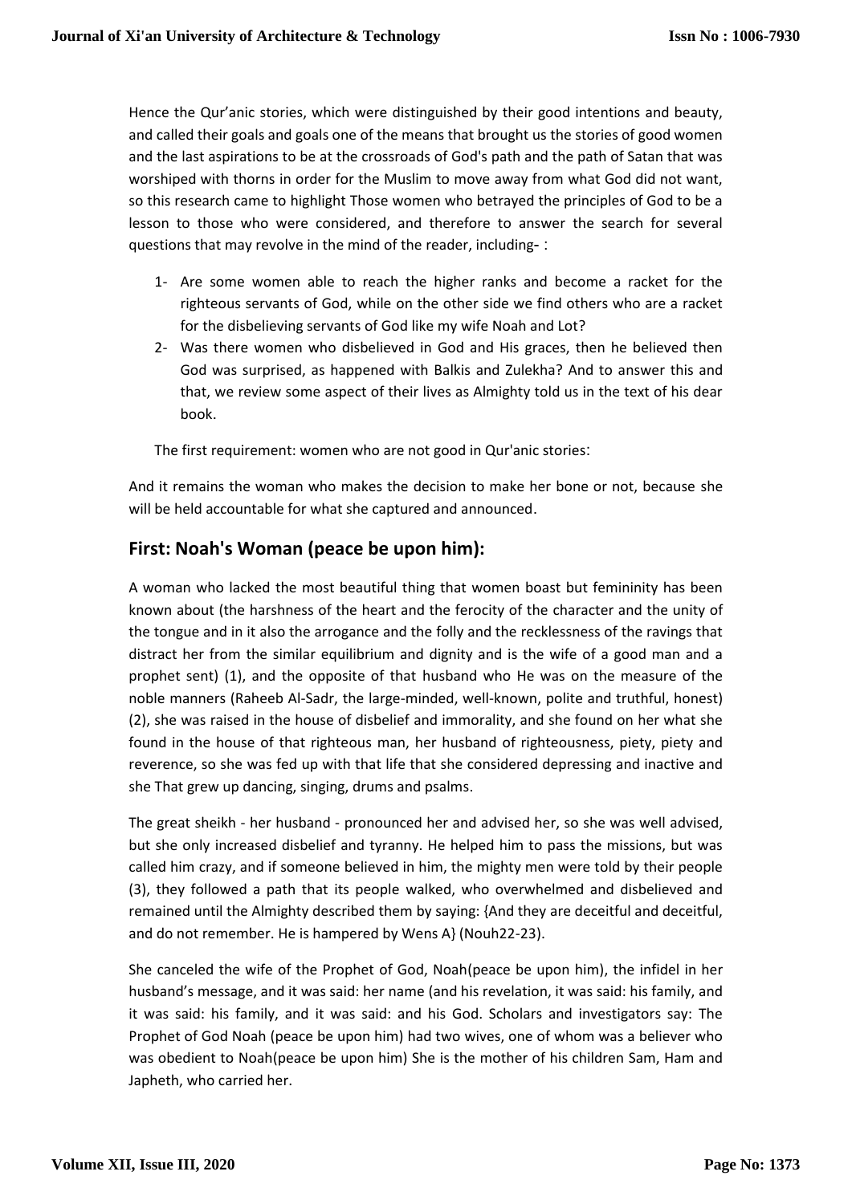Hence the Qur'anic stories, which were distinguished by their good intentions and beauty, and called their goals and goals one of the means that brought us the stories of good women and the last aspirations to be at the crossroads of God's path and the path of Satan that was worshiped with thorns in order for the Muslim to move away from what God did not want, so this research came to highlight Those women who betrayed the principles of God to be a lesson to those who were considered, and therefore to answer the search for several questions that may revolve in the mind of the reader, including- :

1- Are some women able to reach the higher ranks and become a racket for the righteous servants of God, while on the other side we find others who are a racket for the disbelieving servants of God like my wife Noah and Lot?
2- Was there women who disbelieved in God and His graces, then he believed then God was surprised, as happened with Balkis and Zulekha? And to answer this and that, we review some aspect of their lives as Almighty told us in the text of his dear book.

The first requirement: women who are not good in Qur'anic stories:

And it remains the woman who makes the decision to make her bone or not, because she will be held accountable for what she captured and announced.

## First: Noah's Woman (peace be upon him):

A woman who lacked the most beautiful thing that women boast but femininity has been known about (the harshness of the heart and the ferocity of the character and the unity of the tongue and in it also the arrogance and the folly and the recklessness of the ravings that distract her from the similar equilibrium and dignity and is the wife of a good man and a prophet sent) (1), and the opposite of that husband who He was on the measure of the noble manners (Raheeb Al-Sadr, the large-minded, well-known, polite and truthful, honest) (2), she was raised in the house of disbelief and immorality, and she found on her what she found in the house of that righteous man, her husband of righteousness, piety, piety and reverence, so she was fed up with that life that she considered depressing and inactive and she That grew up dancing, singing, drums and psalms.

The great sheikh - her husband - pronounced her and advised her, so she was well advised, but she only increased disbelief and tyranny. He helped him to pass the missions, but was called him crazy, and if someone believed in him, the mighty men were told by their people (3), they followed a path that its people walked, who overwhelmed and disbelieved and remained until the Almighty described them by saying: {And they are deceitful and deceitful, and do not remember. He is hampered by Wens A} (Nouh22-23).

She canceled the wife of the Prophet of God, Noah(peace be upon him), the infidel in her husband's message, and it was said: her name (and his revelation, it was said: his family, and it was said: his family, and it was said: and his God. Scholars and investigators say: The Prophet of God Noah (peace be upon him) had two wives, one of whom was a believer who was obedient to Noah(peace be upon him) She is the mother of his children Sam, Ham and Japheth, who carried her.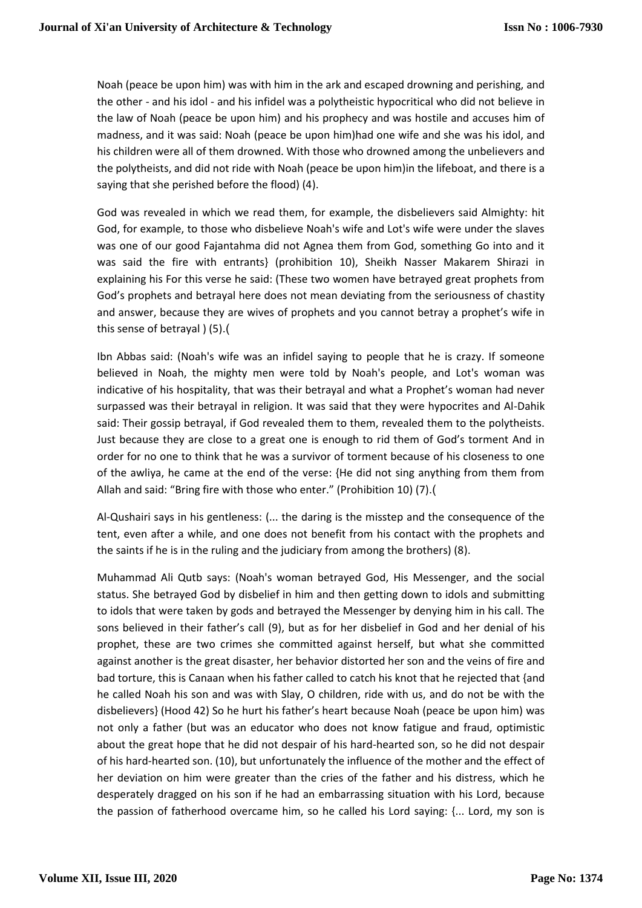Noah (peace be upon him) was with him in the ark and escaped drowning and perishing, and the other - and his idol - and his infidel was a polytheistic hypocritical who did not believe in the law of Noah (peace be upon him) and his prophecy and was hostile and accuses him of madness, and it was said: Noah (peace be upon him)had one wife and she was his idol, and his children were all of them drowned. With those who drowned among the unbelievers and the polytheists, and did not ride with Noah (peace be upon him)in the lifeboat, and there is a saying that she perished before the flood) (4).

God was revealed in which we read them, for example, the disbelievers said Almighty: hit God, for example, to those who disbelieve Noah's wife and Lot's wife were under the slaves was one of our good Fajantahma did not Agnea them from God, something Go into and it was said the fire with entrants} (prohibition 10), Sheikh Nasser Makarem Shirazi in explaining his For this verse he said: (These two women have betrayed great prophets from God's prophets and betrayal here does not mean deviating from the seriousness of chastity and answer, because they are wives of prophets and you cannot betray a prophet's wife in this sense of betrayal ) (5).(

Ibn Abbas said: (Noah's wife was an infidel saying to people that he is crazy. If someone believed in Noah, the mighty men were told by Noah's people, and Lot's woman was indicative of his hospitality, that was their betrayal and what a Prophet's woman had never surpassed was their betrayal in religion. It was said that they were hypocrites and Al-Dahik said: Their gossip betrayal, if God revealed them to them, revealed them to the polytheists. Just because they are close to a great one is enough to rid them of God's torment And in order for no one to think that he was a survivor of torment because of his closeness to one of the awliya, he came at the end of the verse: {He did not sing anything from them from Allah and said: "Bring fire with those who enter." (Prohibition 10) (7).(

Al-Qushairi says in his gentleness: (... the daring is the misstep and the consequence of the tent, even after a while, and one does not benefit from his contact with the prophets and the saints if he is in the ruling and the judiciary from among the brothers) (8).

Muhammad Ali Qutb says: (Noah's woman betrayed God, His Messenger, and the social status. She betrayed God by disbelief in him and then getting down to idols and submitting to idols that were taken by gods and betrayed the Messenger by denying him in his call. The sons believed in their father's call (9), but as for her disbelief in God and her denial of his prophet, these are two crimes she committed against herself, but what she committed against another is the great disaster, her behavior distorted her son and the veins of fire and bad torture, this is Canaan when his father called to catch his knot that he rejected that {and he called Noah his son and was with Slay, O children, ride with us, and do not be with the disbelievers} (Hood 42) So he hurt his father's heart because Noah (peace be upon him) was not only a father (but was an educator who does not know fatigue and fraud, optimistic about the great hope that he did not despair of his hard-hearted son, so he did not despair of his hard-hearted son. (10), but unfortunately the influence of the mother and the effect of her deviation on him were greater than the cries of the father and his distress, which he desperately dragged on his son if he had an embarrassing situation with his Lord, because the passion of fatherhood overcame him, so he called his Lord saying: {... Lord, my son is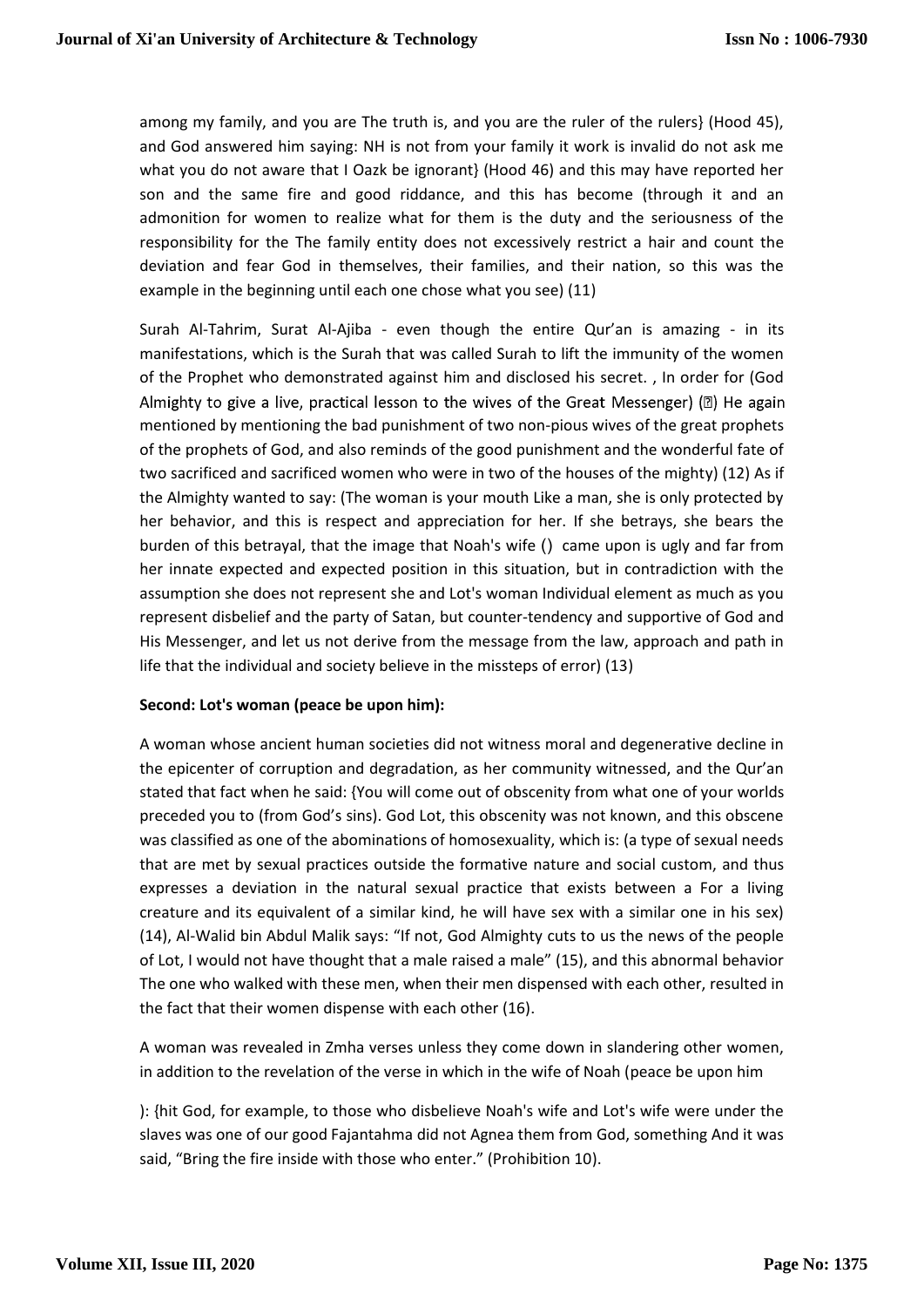among my family, and you are The truth is, and you are the ruler of the rulers} (Hood 45), and God answered him saying: NH is not from your family it work is invalid do not ask me what you do not aware that I Oazk be ignorant} (Hood 46) and this may have reported her son and the same fire and good riddance, and this has become (through it and an admonition for women to realize what for them is the duty and the seriousness of the responsibility for the The family entity does not excessively restrict a hair and count the deviation and fear God in themselves, their families, and their nation, so this was the example in the beginning until each one chose what you see) (11)

Surah Al-Tahrim, Surat Al-Ajiba - even though the entire Qur'an is amazing - in its manifestations, which is the Surah that was called Surah to lift the immunity of the women of the Prophet who demonstrated against him and disclosed his secret. , In order for (God Almighty to give a live, practical lesson to the wives of the Great Messenger) (ﷺ) He again mentioned by mentioning the bad punishment of two non-pious wives of the great prophets of the prophets of God, and also reminds of the good punishment and the wonderful fate of two sacrificed and sacrificed women who were in two of the houses of the mighty) (12) As if the Almighty wanted to say: (The woman is your mouth Like a man, she is only protected by her behavior, and this is respect and appreciation for her. If she betrays, she bears the burden of this betrayal, that the image that Noah's wife () came upon is ugly and far from her innate expected and expected position in this situation, but in contradiction with the assumption she does not represent she and Lot's woman Individual element as much as you represent disbelief and the party of Satan, but counter-tendency and supportive of God and His Messenger, and let us not derive from the message from the law, approach and path in life that the individual and society believe in the missteps of error) (13)

**Second: Lot's woman (peace be upon him):**

A woman whose ancient human societies did not witness moral and degenerative decline in the epicenter of corruption and degradation, as her community witnessed, and the Qur'an stated that fact when he said: {You will come out of obscenity from what one of your worlds preceded you to (from God's sins). God Lot, this obscenity was not known, and this obscene was classified as one of the abominations of homosexuality, which is: (a type of sexual needs that are met by sexual practices outside the formative nature and social custom, and thus expresses a deviation in the natural sexual practice that exists between a For a living creature and its equivalent of a similar kind, he will have sex with a similar one in his sex) (14), Al-Walid bin Abdul Malik says: "If not, God Almighty cuts to us the news of the people of Lot, I would not have thought that a male raised a male" (15), and this abnormal behavior The one who walked with these men, when their men dispensed with each other, resulted in the fact that their women dispense with each other (16).

A woman was revealed in Zmha verses unless they come down in slandering other women, in addition to the revelation of the verse in which in the wife of Noah (peace be upon him

): {hit God, for example, to those who disbelieve Noah's wife and Lot's wife were under the slaves was one of our good Fajantahma did not Agnea them from God, something And it was said, "Bring the fire inside with those who enter." (Prohibition 10).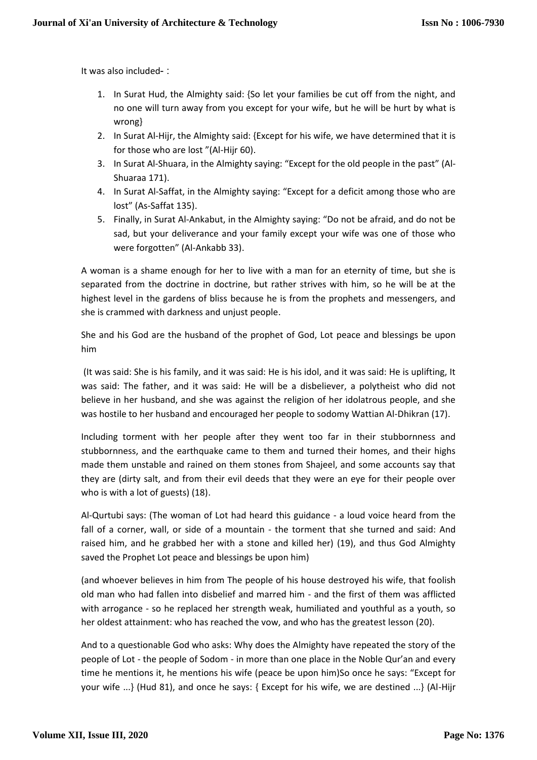It was also included- :

1. In Surat Hud, the Almighty said: {So let your families be cut off from the night, and no one will turn away from you except for your wife, but he will be hurt by what is wrong}
2. In Surat Al-Hijr, the Almighty said: {Except for his wife, we have determined that it is for those who are lost "(Al-Hijr 60).
3. In Surat Al-Shuara, in the Almighty saying: "Except for the old people in the past" (Al-Shuaraa 171).
4. In Surat Al-Saffat, in the Almighty saying: "Except for a deficit among those who are lost" (As-Saffat 135).
5. Finally, in Surat Al-Ankabut, in the Almighty saying: "Do not be afraid, and do not be sad, but your deliverance and your family except your wife was one of those who were forgotten" (Al-Ankabb 33).

A woman is a shame enough for her to live with a man for an eternity of time, but she is separated from the doctrine in doctrine, but rather strives with him, so he will be at the highest level in the gardens of bliss because he is from the prophets and messengers, and she is crammed with darkness and unjust people.

She and his God are the husband of the prophet of God, Lot peace and blessings be upon him

(It was said: She is his family, and it was said: He is his idol, and it was said: He is uplifting, It was said: The father, and it was said: He will be a disbeliever, a polytheist who did not believe in her husband, and she was against the religion of her idolatrous people, and she was hostile to her husband and encouraged her people to sodomy Wattian Al-Dhikran (17).

Including torment with her people after they went too far in their stubbornness and stubbornness, and the earthquake came to them and turned their homes, and their highs made them unstable and rained on them stones from Shajeel, and some accounts say that they are (dirty salt, and from their evil deeds that they were an eye for their people over who is with a lot of guests) (18).

Al-Qurtubi says: (The woman of Lot had heard this guidance - a loud voice heard from the fall of a corner, wall, or side of a mountain - the torment that she turned and said: And raised him, and he grabbed her with a stone and killed her) (19), and thus God Almighty saved the Prophet Lot peace and blessings be upon him)

(and whoever believes in him from The people of his house destroyed his wife, that foolish old man who had fallen into disbelief and marred him - and the first of them was afflicted with arrogance - so he replaced her strength weak, humiliated and youthful as a youth, so her oldest attainment: who has reached the vow, and who has the greatest lesson (20).

And to a questionable God who asks: Why does the Almighty have repeated the story of the people of Lot - the people of Sodom - in more than one place in the Noble Qur'an and every time he mentions it, he mentions his wife (peace be upon him)So once he says: "Except for your wife ...} (Hud 81), and once he says: { Except for his wife, we are destined ...} (Al-Hijr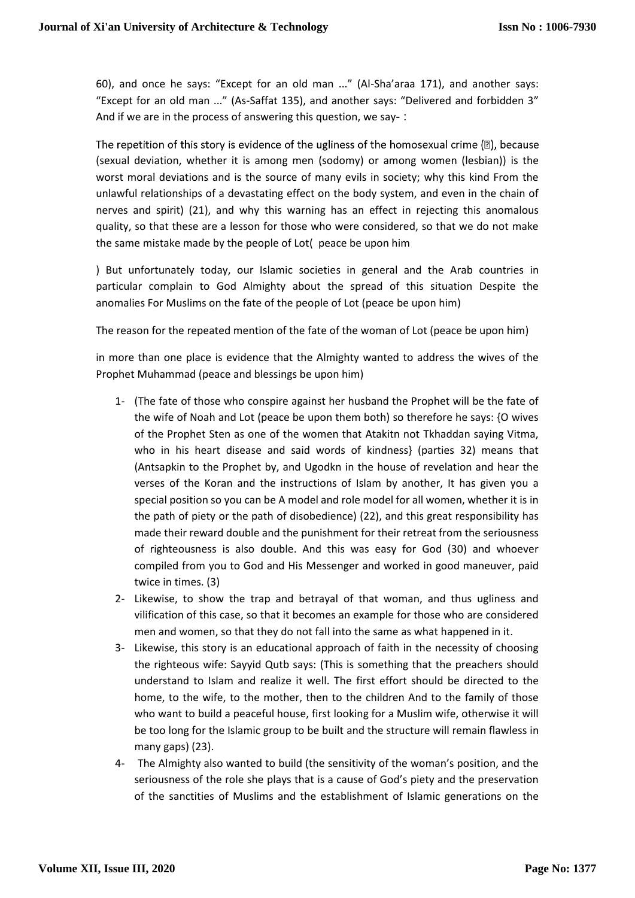60), and once he says: "Except for an old man ..." (Al-Sha'araa 171), and another says: "Except for an old man ..." (As-Saffat 135), and another says: "Delivered and forbidden 3" And if we are in the process of answering this question, we say- :

The repetition of this story is evidence of the ugliness of the homosexual crime (?), because (sexual deviation, whether it is among men (sodomy) or among women (lesbian)) is the worst moral deviations and is the source of many evils in society; why this kind From the unlawful relationships of a devastating effect on the body system, and even in the chain of nerves and spirit) (21), and why this warning has an effect in rejecting this anomalous quality, so that these are a lesson for those who were considered, so that we do not make the same mistake made by the people of Lot( peace be upon him

) But unfortunately today, our Islamic societies in general and the Arab countries in particular complain to God Almighty about the spread of this situation Despite the anomalies For Muslims on the fate of the people of Lot (peace be upon him)

The reason for the repeated mention of the fate of the woman of Lot (peace be upon him)

in more than one place is evidence that the Almighty wanted to address the wives of the Prophet Muhammad (peace and blessings be upon him)

1- (The fate of those who conspire against her husband the Prophet will be the fate of the wife of Noah and Lot (peace be upon them both) so therefore he says: {O wives of the Prophet Sten as one of the women that Atakitn not Tkhaddan saying Vitma, who in his heart disease and said words of kindness} (parties 32) means that (Antsapkin to the Prophet by, and Ugodkn in the house of revelation and hear the verses of the Koran and the instructions of Islam by another, It has given you a special position so you can be A model and role model for all women, whether it is in the path of piety or the path of disobedience) (22), and this great responsibility has made their reward double and the punishment for their retreat from the seriousness of righteousness is also double. And this was easy for God (30) and whoever compiled from you to God and His Messenger and worked in good maneuver, paid twice in times. (3)
2- Likewise, to show the trap and betrayal of that woman, and thus ugliness and vilification of this case, so that it becomes an example for those who are considered men and women, so that they do not fall into the same as what happened in it.
3- Likewise, this story is an educational approach of faith in the necessity of choosing the righteous wife: Sayyid Qutb says: (This is something that the preachers should understand to Islam and realize it well. The first effort should be directed to the home, to the wife, to the mother, then to the children And to the family of those who want to build a peaceful house, first looking for a Muslim wife, otherwise it will be too long for the Islamic group to be built and the structure will remain flawless in many gaps) (23).
4- The Almighty also wanted to build (the sensitivity of the woman's position, and the seriousness of the role she plays that is a cause of God's piety and the preservation of the sanctities of Muslims and the establishment of Islamic generations on the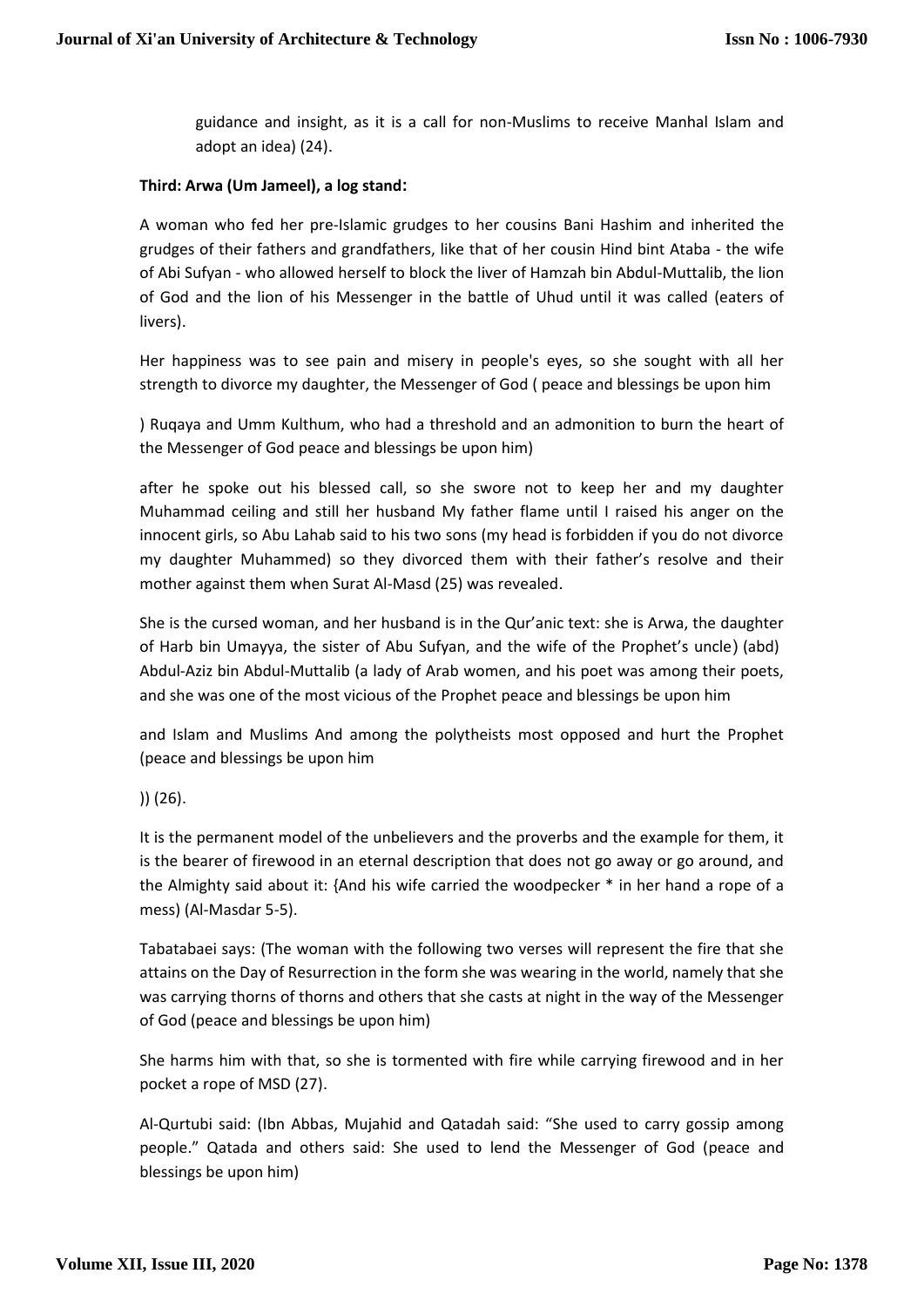guidance and insight, as it is a call for non-Muslims to receive Manhal Islam and adopt an idea) (24).

**Third: Arwa (Um Jameel), a log stand:**

A woman who fed her pre-Islamic grudges to her cousins Bani Hashim and inherited the grudges of their fathers and grandfathers, like that of her cousin Hind bint Ataba - the wife of Abi Sufyan - who allowed herself to block the liver of Hamzah bin Abdul-Muttalib, the lion of God and the lion of his Messenger in the battle of Uhud until it was called (eaters of livers).

Her happiness was to see pain and misery in people's eyes, so she sought with all her strength to divorce my daughter, the Messenger of God ( peace and blessings be upon him

) Ruqaya and Umm Kulthum, who had a threshold and an admonition to burn the heart of the Messenger of God peace and blessings be upon him)

after he spoke out his blessed call, so she swore not to keep her and my daughter Muhammad ceiling and still her husband My father flame until I raised his anger on the innocent girls, so Abu Lahab said to his two sons (my head is forbidden if you do not divorce my daughter Muhammed) so they divorced them with their father's resolve and their mother against them when Surat Al-Masd (25) was revealed.

She is the cursed woman, and her husband is in the Qur'anic text: she is Arwa, the daughter of Harb bin Umayya, the sister of Abu Sufyan, and the wife of the Prophet's uncle) (abd) Abdul-Aziz bin Abdul-Muttalib (a lady of Arab women, and his poet was among their poets, and she was one of the most vicious of the Prophet peace and blessings be upon him

and Islam and Muslims And among the polytheists most opposed and hurt the Prophet (peace and blessings be upon him

)) (26).

It is the permanent model of the unbelievers and the proverbs and the example for them, it is the bearer of firewood in an eternal description that does not go away or go around, and the Almighty said about it: {And his wife carried the woodpecker * in her hand a rope of a mess) (Al-Masdar 5-5).

Tabatabaei says: (The woman with the following two verses will represent the fire that she attains on the Day of Resurrection in the form she was wearing in the world, namely that she was carrying thorns of thorns and others that she casts at night in the way of the Messenger of God (peace and blessings be upon him)

She harms him with that, so she is tormented with fire while carrying firewood and in her pocket a rope of MSD (27).

Al-Qurtubi said: (Ibn Abbas, Mujahid and Qatadah said: "She used to carry gossip among people." Qatada and others said: She used to lend the Messenger of God (peace and blessings be upon him)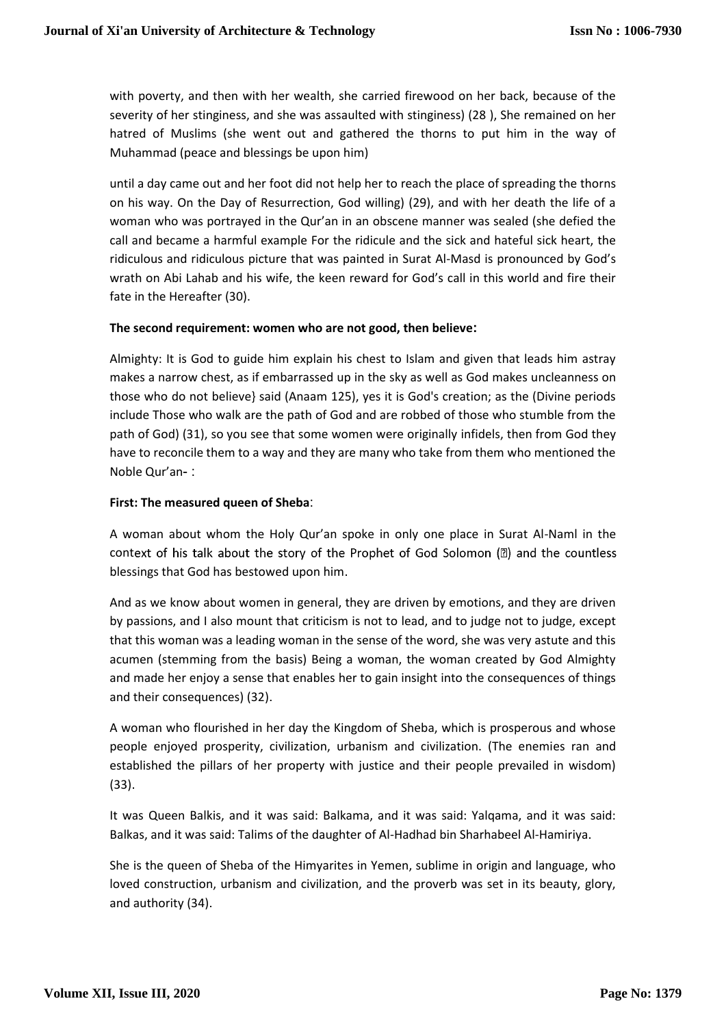with poverty, and then with her wealth, she carried firewood on her back, because of the severity of her stinginess, and she was assaulted with stinginess) (28 ), She remained on her hatred of Muslims (she went out and gathered the thorns to put him in the way of Muhammad (peace and blessings be upon him)

until a day came out and her foot did not help her to reach the place of spreading the thorns on his way. On the Day of Resurrection, God willing) (29), and with her death the life of a woman who was portrayed in the Qur'an in an obscene manner was sealed (she defied the call and became a harmful example For the ridicule and the sick and hateful sick heart, the ridiculous and ridiculous picture that was painted in Surat Al-Masd is pronounced by God's wrath on Abi Lahab and his wife, the keen reward for God's call in this world and fire their fate in the Hereafter (30).

**The second requirement: women who are not good, then believe:**

Almighty: It is God to guide him explain his chest to Islam and given that leads him astray makes a narrow chest, as if embarrassed up in the sky as well as God makes uncleanness on those who do not believe} said (Anaam 125), yes it is God's creation; as the (Divine periods include Those who walk are the path of God and are robbed of those who stumble from the path of God) (31), so you see that some women were originally infidels, then from God they have to reconcile them to a way and they are many who take from them who mentioned the Noble Qur'an- :

**First: The measured queen of Sheba**:

A woman about whom the Holy Qur'an spoke in only one place in Surat Al-Naml in the context of his talk about the story of the Prophet of God Solomon (ﷺ) and the countless blessings that God has bestowed upon him.

And as we know about women in general, they are driven by emotions, and they are driven by passions, and I also mount that criticism is not to lead, and to judge not to judge, except that this woman was a leading woman in the sense of the word, she was very astute and this acumen (stemming from the basis) Being a woman, the woman created by God Almighty and made her enjoy a sense that enables her to gain insight into the consequences of things and their consequences) (32).

A woman who flourished in her day the Kingdom of Sheba, which is prosperous and whose people enjoyed prosperity, civilization, urbanism and civilization. (The enemies ran and established the pillars of her property with justice and their people prevailed in wisdom) (33).

It was Queen Balkis, and it was said: Balkama, and it was said: Yalqama, and it was said: Balkas, and it was said: Talims of the daughter of Al-Hadhad bin Sharhabeel Al-Hamiriya.

She is the queen of Sheba of the Himyarites in Yemen, sublime in origin and language, who loved construction, urbanism and civilization, and the proverb was set in its beauty, glory, and authority (34).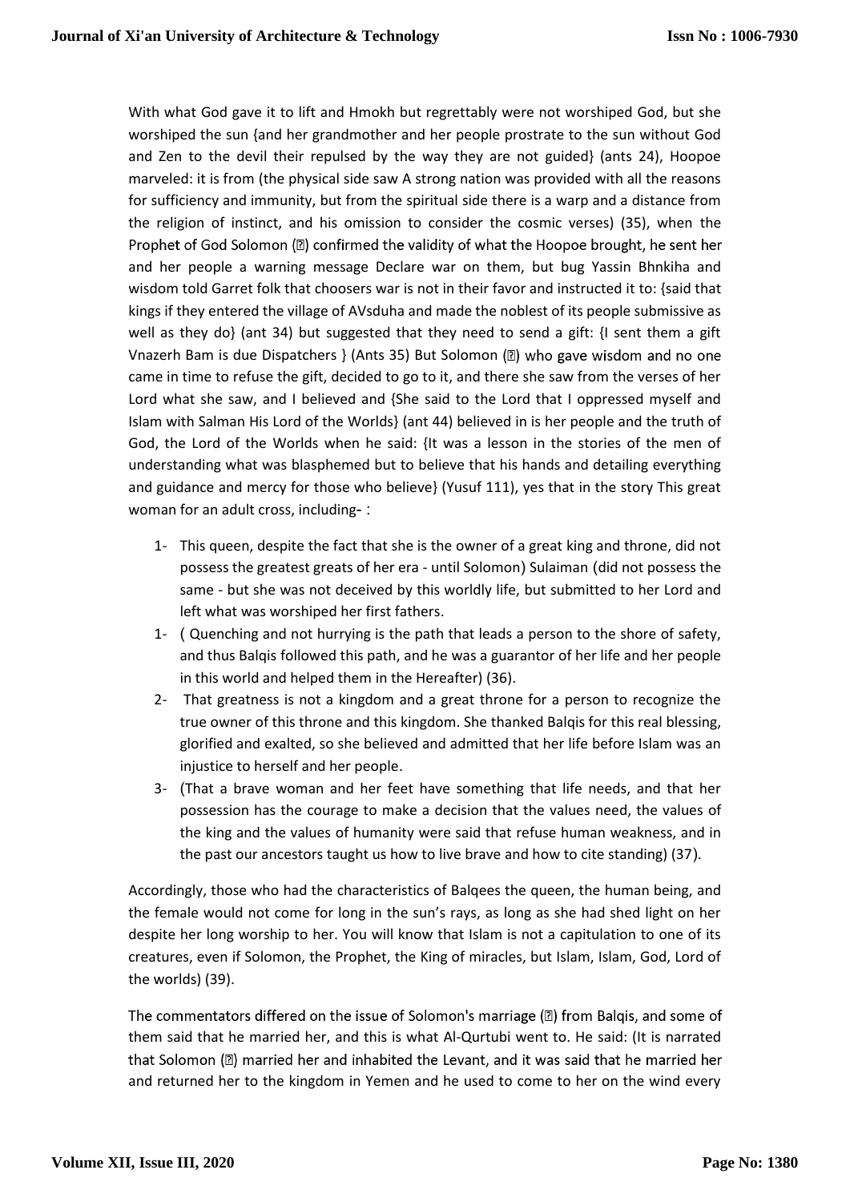With what God gave it to lift and Hmokh but regrettably were not worshiped God, but she worshiped the sun {and her grandmother and her people prostrate to the sun without God and Zen to the devil their repulsed by the way they are not guided} (ants 24), Hoopoe marveled: it is from (the physical side saw A strong nation was provided with all the reasons for sufficiency and immunity, but from the spiritual side there is a warp and a distance from the religion of instinct, and his omission to consider the cosmic verses) (35), when the Prophet of God Solomon (ﷺ) confirmed the validity of what the Hoopoe brought, he sent her and her people a warning message Declare war on them, but bug Yassin Bhnkiha and wisdom told Garret folk that choosers war is not in their favor and instructed it to: {said that kings if they entered the village of AVsduha and made the noblest of its people submissive as well as they do} (ant 34) but suggested that they need to send a gift: {I sent them a gift Vnazerh Bam is due Dispatchers } (Ants 35) But Solomon (ﷺ) who gave wisdom and no one came in time to refuse the gift, decided to go to it, and there she saw from the verses of her Lord what she saw, and I believed and {She said to the Lord that I oppressed myself and Islam with Salman His Lord of the Worlds} (ant 44) believed in is her people and the truth of God, the Lord of the Worlds when he said: {It was a lesson in the stories of the men of understanding what was blasphemed but to believe that his hands and detailing everything and guidance and mercy for those who believe} (Yusuf 111), yes that in the story This great woman for an adult cross, including- :

1- This queen, despite the fact that she is the owner of a great king and throne, did not possess the greatest greats of her era - until Solomon) Sulaiman (did not possess the same - but she was not deceived by this worldly life, but submitted to her Lord and left what was worshiped her first fathers.
1- ( Quenching and not hurrying is the path that leads a person to the shore of safety, and thus Balqis followed this path, and he was a guarantor of her life and her people in this world and helped them in the Hereafter) (36).
2- That greatness is not a kingdom and a great throne for a person to recognize the true owner of this throne and this kingdom. She thanked Balqis for this real blessing, glorified and exalted, so she believed and admitted that her life before Islam was an injustice to herself and her people.
3- (That a brave woman and her feet have something that life needs, and that her possession has the courage to make a decision that the values need, the values of the king and the values of humanity were said that refuse human weakness, and in the past our ancestors taught us how to live brave and how to cite standing) (37).

Accordingly, those who had the characteristics of Balqees the queen, the human being, and the female would not come for long in the sun's rays, as long as she had shed light on her despite her long worship to her. You will know that Islam is not a capitulation to one of its creatures, even if Solomon, the Prophet, the King of miracles, but Islam, Islam, God, Lord of the worlds) (39).

The commentators differed on the issue of Solomon's marriage (ﷺ) from Balqis, and some of them said that he married her, and this is what Al-Qurtubi went to. He said: (It is narrated that Solomon (ﷺ) married her and inhabited the Levant, and it was said that he married her and returned her to the kingdom in Yemen and he used to come to her on the wind every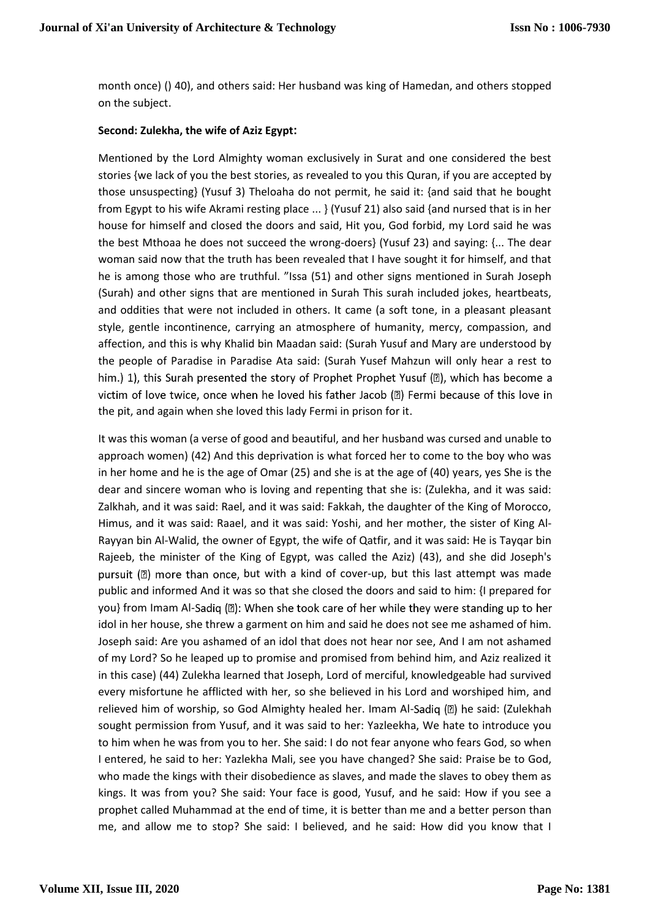month once) () 40), and others said: Her husband was king of Hamedan, and others stopped on the subject.

**Second: Zulekha, the wife of Aziz Egypt:**

Mentioned by the Lord Almighty woman exclusively in Surat and one considered the best stories {we lack of you the best stories, as revealed to you this Quran, if you are accepted by those unsuspecting} (Yusuf 3) Theloaha do not permit, he said it: {and said that he bought from Egypt to his wife Akrami resting place ... } (Yusuf 21) also said {and nursed that is in her house for himself and closed the doors and said, Hit you, God forbid, my Lord said he was the best Mthoaa he does not succeed the wrong-doers} (Yusuf 23) and saying: {... The dear woman said now that the truth has been revealed that I have sought it for himself, and that he is among those who are truthful. "Issa (51) and other signs mentioned in Surah Joseph (Surah) and other signs that are mentioned in Surah This surah included jokes, heartbeats, and oddities that were not included in others. It came (a soft tone, in a pleasant pleasant style, gentle incontinence, carrying an atmosphere of humanity, mercy, compassion, and affection, and this is why Khalid bin Maadan said: (Surah Yusuf and Mary are understood by the people of Paradise in Paradise Ata said: (Surah Yusef Mahzun will only hear a rest to him.) 1), this Surah presented the story of Prophet Prophet Yusuf (), which has become a victim of love twice, once when he loved his father Jacob () Fermi because of this love in the pit, and again when she loved this lady Fermi in prison for it.

It was this woman (a verse of good and beautiful, and her husband was cursed and unable to approach women) (42) And this deprivation is what forced her to come to the boy who was in her home and he is the age of Omar (25) and she is at the age of (40) years, yes She is the dear and sincere woman who is loving and repenting that she is: (Zulekha, and it was said: Zalkhah, and it was said: Rael, and it was said: Fakkah, the daughter of the King of Morocco, Himus, and it was said: Raael, and it was said: Yoshi, and her mother, the sister of King Al-Rayyan bin Al-Walid, the owner of Egypt, the wife of Qatfir, and it was said: He is Tayqar bin Rajeeb, the minister of the King of Egypt, was called the Aziz) (43), and she did Joseph's pursuit () more than once, but with a kind of cover-up, but this last attempt was made public and informed And it was so that she closed the doors and said to him: {I prepared for you} from Imam Al-Sadiq (): When she took care of her while they were standing up to her idol in her house, she threw a garment on him and said he does not see me ashamed of him. Joseph said: Are you ashamed of an idol that does not hear nor see, And I am not ashamed of my Lord? So he leaped up to promise and promised from behind him, and Aziz realized it in this case) (44) Zulekha learned that Joseph, Lord of merciful, knowledgeable had survived every misfortune he afflicted with her, so she believed in his Lord and worshiped him, and relieved him of worship, so God Almighty healed her. Imam Al-Sadiq () he said: (Zulekhah sought permission from Yusuf, and it was said to her: Yazleekha, We hate to introduce you to him when he was from you to her. She said: I do not fear anyone who fears God, so when I entered, he said to her: Yazlekha Mali, see you have changed? She said: Praise be to God, who made the kings with their disobedience as slaves, and made the slaves to obey them as kings. It was from you? She said: Your face is good, Yusuf, and he said: How if you see a prophet called Muhammad at the end of time, it is better than me and a better person than me, and allow me to stop? She said: I believed, and he said: How did you know that I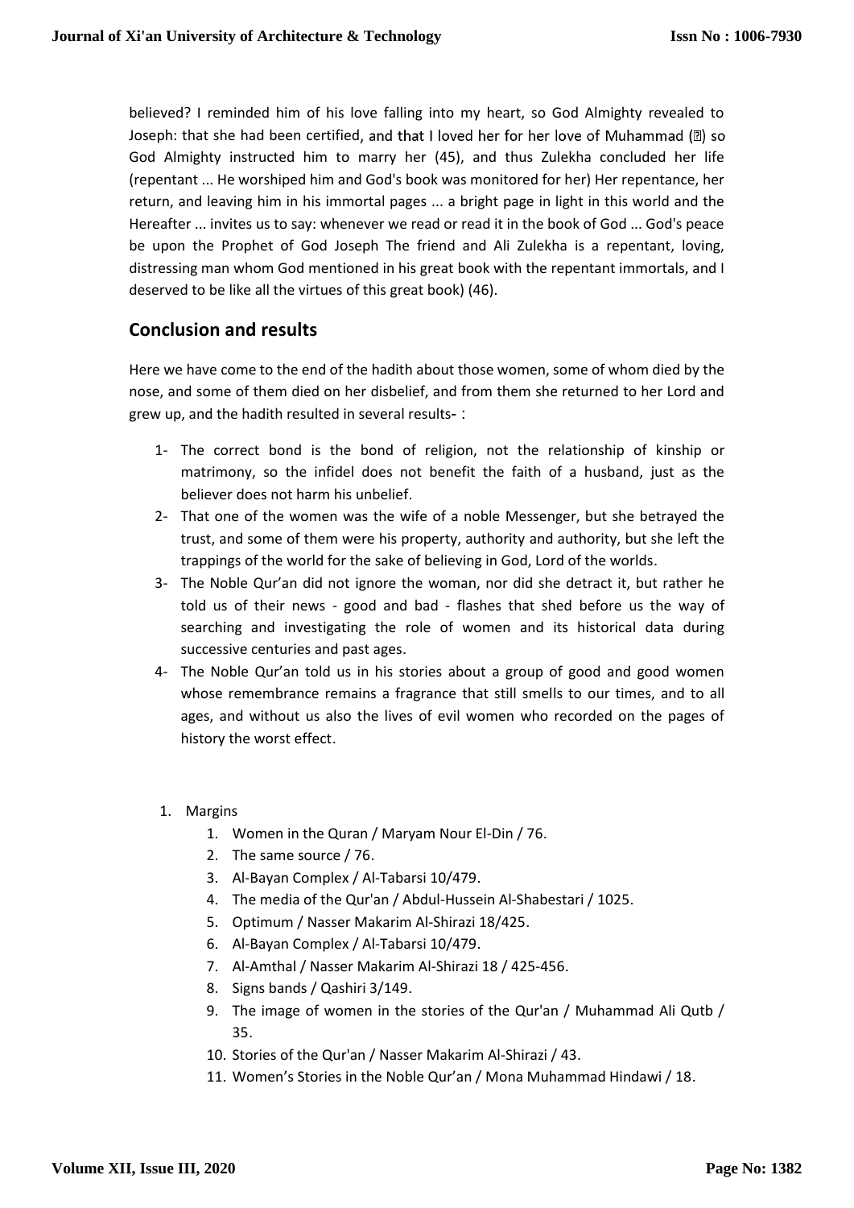believed? I reminded him of his love falling into my heart, so God Almighty revealed to Joseph: that she had been certified, and that I loved her for her love of Muhammad (?) so God Almighty instructed him to marry her (45), and thus Zulekha concluded her life (repentant ... He worshiped him and God's book was monitored for her) Her repentance, her return, and leaving him in his immortal pages ... a bright page in light in this world and the Hereafter ... invites us to say: whenever we read or read it in the book of God ... God's peace be upon the Prophet of God Joseph The friend and Ali Zulekha is a repentant, loving, distressing man whom God mentioned in his great book with the repentant immortals, and I deserved to be like all the virtues of this great book) (46).

## Conclusion and results

Here we have come to the end of the hadith about those women, some of whom died by the nose, and some of them died on her disbelief, and from them she returned to her Lord and grew up, and the hadith resulted in several results- :

1- The correct bond is the bond of religion, not the relationship of kinship or matrimony, so the infidel does not benefit the faith of a husband, just as the believer does not harm his unbelief.
2- That one of the women was the wife of a noble Messenger, but she betrayed the trust, and some of them were his property, authority and authority, but she left the trappings of the world for the sake of believing in God, Lord of the worlds.
3- The Noble Qur'an did not ignore the woman, nor did she detract it, but rather he told us of their news - good and bad - flashes that shed before us the way of searching and investigating the role of women and its historical data during successive centuries and past ages.
4- The Noble Qur'an told us in his stories about a group of good and good women whose remembrance remains a fragrance that still smells to our times, and to all ages, and without us also the lives of evil women who recorded on the pages of history the worst effect.

1. Margins
    1. Women in the Quran / Maryam Nour El-Din / 76.
    2. The same source / 76.
    3. Al-Bayan Complex / Al-Tabarsi 10/479.
    4. The media of the Qur'an / Abdul-Hussein Al-Shabestari / 1025.
    5. Optimum / Nasser Makarim Al-Shirazi 18/425.
    6. Al-Bayan Complex / Al-Tabarsi 10/479.
    7. Al-Amthal / Nasser Makarim Al-Shirazi 18 / 425-456.
    8. Signs bands / Qashiri 3/149.
    9. The image of women in the stories of the Qur'an / Muhammad Ali Qutb / 35.
    10. Stories of the Qur'an / Nasser Makarim Al-Shirazi / 43.
    11. Women's Stories in the Noble Qur'an / Mona Muhammad Hindawi / 18.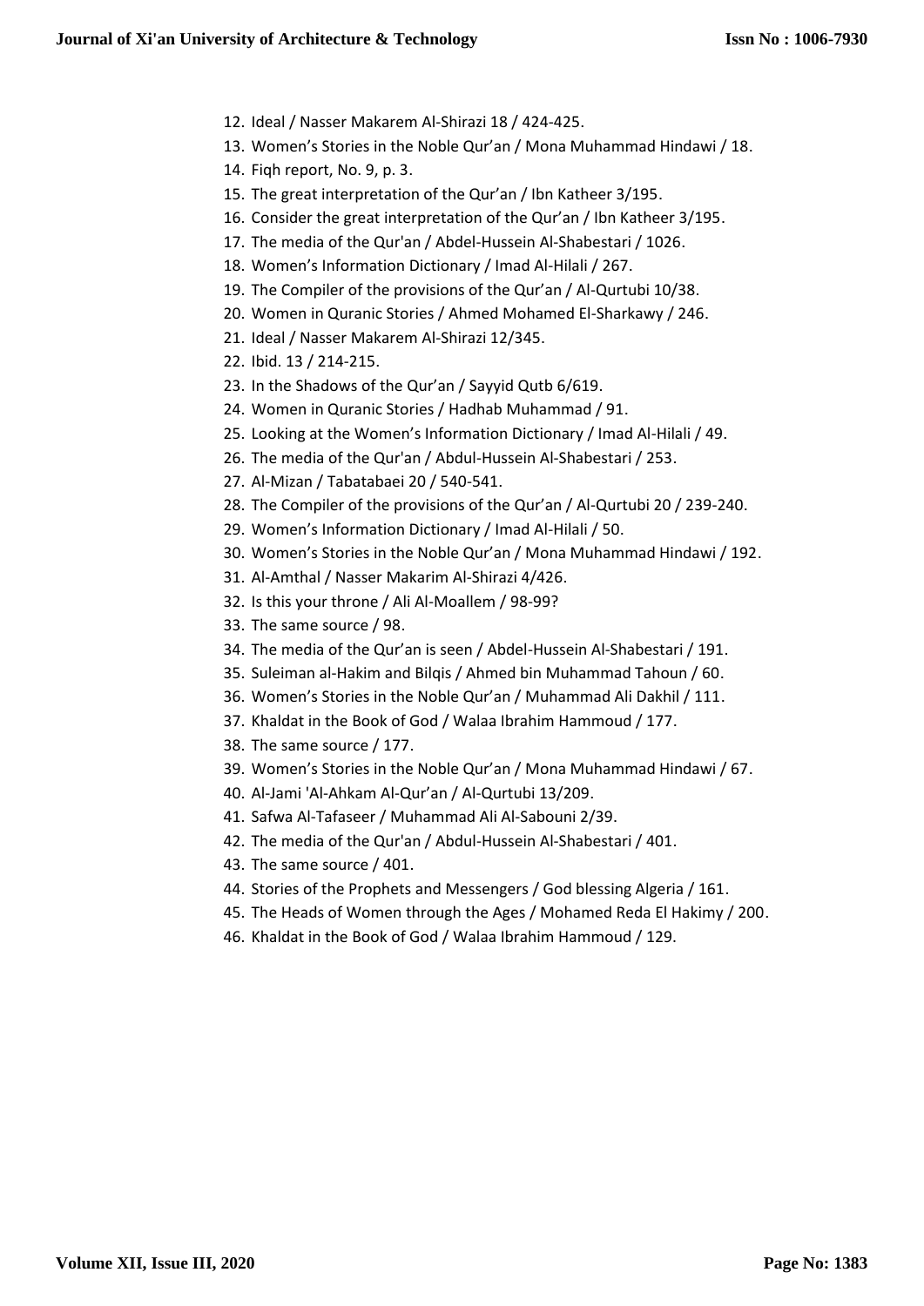12. Ideal / Nasser Makarem Al-Shirazi 18 / 424-425.
13. Women's Stories in the Noble Qur'an / Mona Muhammad Hindawi / 18.
14. Fiqh report, No. 9, p. 3.
15. The great interpretation of the Qur'an / Ibn Katheer 3/195.
16. Consider the great interpretation of the Qur'an / Ibn Katheer 3/195.
17. The media of the Qur'an / Abdel-Hussein Al-Shabestari / 1026.
18. Women's Information Dictionary / Imad Al-Hilali / 267.
19. The Compiler of the provisions of the Qur'an / Al-Qurtubi 10/38.
20. Women in Quranic Stories / Ahmed Mohamed El-Sharkawy / 246.
21. Ideal / Nasser Makarem Al-Shirazi 12/345.
22. Ibid. 13 / 214-215.
23. In the Shadows of the Qur'an / Sayyid Qutb 6/619.
24. Women in Quranic Stories / Hadhab Muhammad / 91.
25. Looking at the Women's Information Dictionary / Imad Al-Hilali / 49.
26. The media of the Qur'an / Abdul-Hussein Al-Shabestari / 253.
27. Al-Mizan / Tabatabaei 20 / 540-541.
28. The Compiler of the provisions of the Qur'an / Al-Qurtubi 20 / 239-240.
29. Women's Information Dictionary / Imad Al-Hilali / 50.
30. Women's Stories in the Noble Qur'an / Mona Muhammad Hindawi / 192.
31. Al-Amthal / Nasser Makarim Al-Shirazi 4/426.
32. Is this your throne / Ali Al-Moallem / 98-99?
33. The same source / 98.
34. The media of the Qur'an is seen / Abdel-Hussein Al-Shabestari / 191.
35. Suleiman al-Hakim and Bilqis / Ahmed bin Muhammad Tahoun / 60.
36. Women's Stories in the Noble Qur'an / Muhammad Ali Dakhil / 111.
37. Khaldat in the Book of God / Walaa Ibrahim Hammoud / 177.
38. The same source / 177.
39. Women's Stories in the Noble Qur'an / Mona Muhammad Hindawi / 67.
40. Al-Jami 'Al-Ahkam Al-Qur'an / Al-Qurtubi 13/209.
41. Safwa Al-Tafaseer / Muhammad Ali Al-Sabouni 2/39.
42. The media of the Qur'an / Abdul-Hussein Al-Shabestari / 401.
43. The same source / 401.
44. Stories of the Prophets and Messengers / God blessing Algeria / 161.
45. The Heads of Women through the Ages / Mohamed Reda El Hakimy / 200.
46. Khaldat in the Book of God / Walaa Ibrahim Hammoud / 129.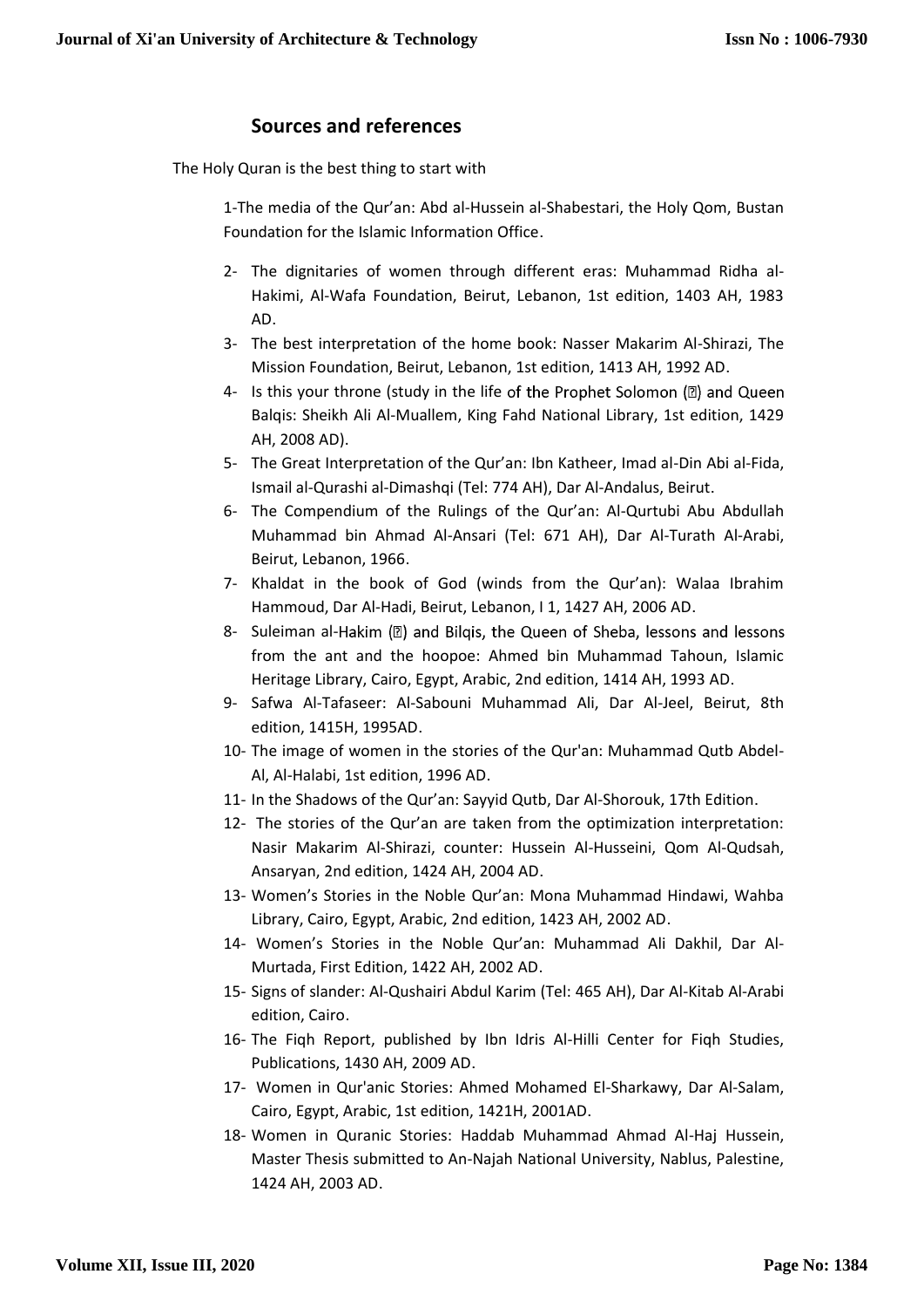## Sources and references

The Holy Quran is the best thing to start with

1-The media of the Qur'an: Abd al-Hussein al-Shabestari, the Holy Qom, Bustan Foundation for the Islamic Information Office.

2- The dignitaries of women through different eras: Muhammad Ridha al-Hakimi, Al-Wafa Foundation, Beirut, Lebanon, 1st edition, 1403 AH, 1983 AD.
3- The best interpretation of the home book: Nasser Makarim Al-Shirazi, The Mission Foundation, Beirut, Lebanon, 1st edition, 1413 AH, 1992 AD.
4- Is this your throne (study in the life of the Prophet Solomon (ﷺ) and Queen Balqis: Sheikh Ali Al-Muallem, King Fahd National Library, 1st edition, 1429 AH, 2008 AD).
5- The Great Interpretation of the Qur'an: Ibn Katheer, Imad al-Din Abi al-Fida, Ismail al-Qurashi al-Dimashqi (Tel: 774 AH), Dar Al-Andalus, Beirut.
6- The Compendium of the Rulings of the Qur'an: Al-Qurtubi Abu Abdullah Muhammad bin Ahmad Al-Ansari (Tel: 671 AH), Dar Al-Turath Al-Arabi, Beirut, Lebanon, 1966.
7- Khaldat in the book of God (winds from the Qur'an): Walaa Ibrahim Hammoud, Dar Al-Hadi, Beirut, Lebanon, I 1, 1427 AH, 2006 AD.
8- Suleiman al-Hakim (ﷺ) and Bilqis, the Queen of Sheba, lessons and lessons from the ant and the hoopoe: Ahmed bin Muhammad Tahoun, Islamic Heritage Library, Cairo, Egypt, Arabic, 2nd edition, 1414 AH, 1993 AD.
9- Safwa Al-Tafaseer: Al-Sabouni Muhammad Ali, Dar Al-Jeel, Beirut, 8th edition, 1415H, 1995AD.
10- The image of women in the stories of the Qur'an: Muhammad Qutb Abdel-Al, Al-Halabi, 1st edition, 1996 AD.
11- In the Shadows of the Qur'an: Sayyid Qutb, Dar Al-Shorouk, 17th Edition.
12- The stories of the Qur'an are taken from the optimization interpretation: Nasir Makarim Al-Shirazi, counter: Hussein Al-Husseini, Qom Al-Qudsah, Ansaryan, 2nd edition, 1424 AH, 2004 AD.
13- Women's Stories in the Noble Qur'an: Mona Muhammad Hindawi, Wahba Library, Cairo, Egypt, Arabic, 2nd edition, 1423 AH, 2002 AD.
14- Women's Stories in the Noble Qur'an: Muhammad Ali Dakhil, Dar Al-Murtada, First Edition, 1422 AH, 2002 AD.
15- Signs of slander: Al-Qushairi Abdul Karim (Tel: 465 AH), Dar Al-Kitab Al-Arabi edition, Cairo.
16- The Fiqh Report, published by Ibn Idris Al-Hilli Center for Fiqh Studies, Publications, 1430 AH, 2009 AD.
17- Women in Qur'anic Stories: Ahmed Mohamed El-Sharkawy, Dar Al-Salam, Cairo, Egypt, Arabic, 1st edition, 1421H, 2001AD.
18- Women in Quranic Stories: Haddab Muhammad Ahmad Al-Haj Hussein, Master Thesis submitted to An-Najah National University, Nablus, Palestine, 1424 AH, 2003 AD.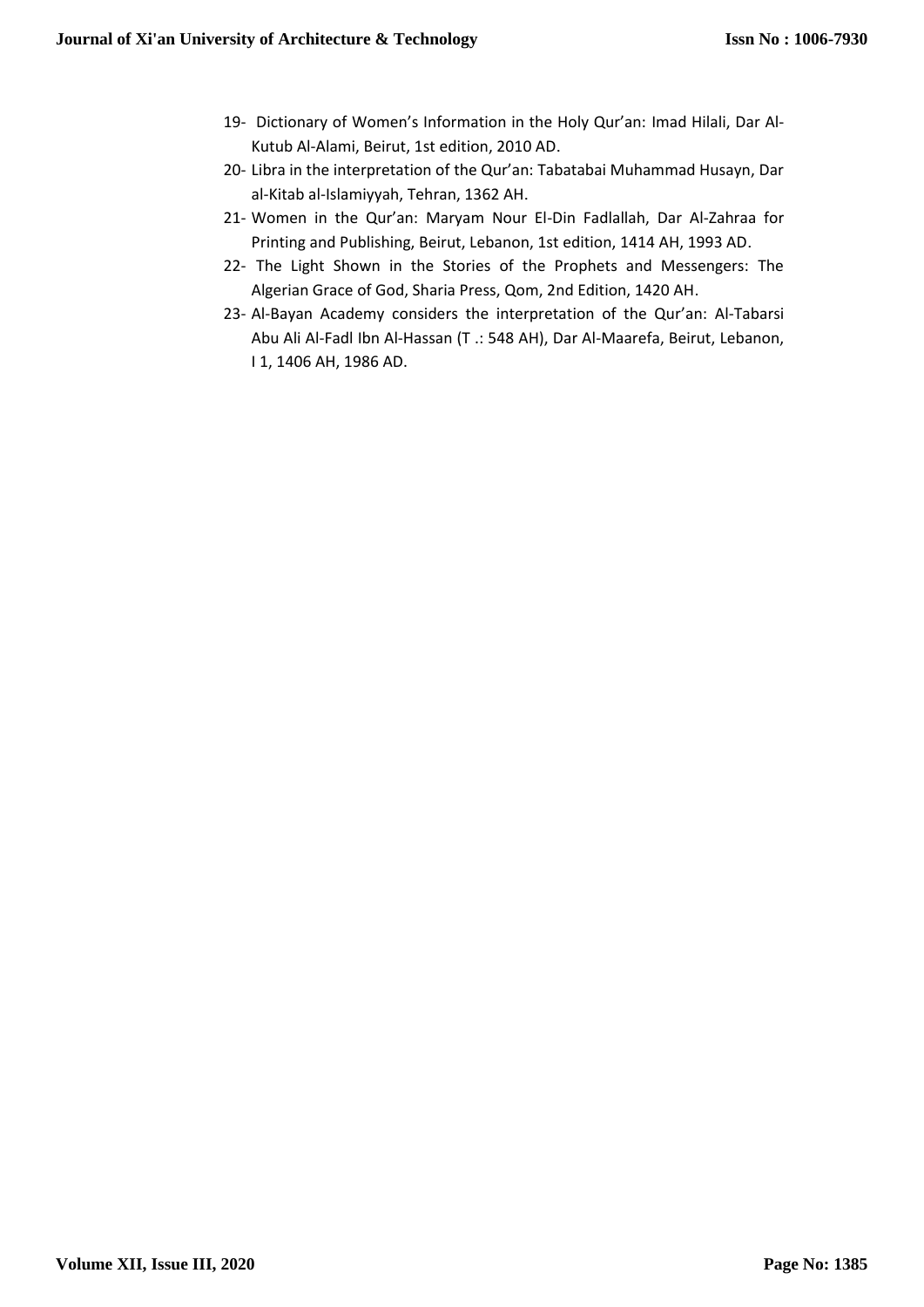19- Dictionary of Women's Information in the Holy Qur'an: Imad Hilali, Dar Al-Kutub Al-Alami, Beirut, 1st edition, 2010 AD.

20- Libra in the interpretation of the Qur'an: Tabatabai Muhammad Husayn, Dar al-Kitab al-Islamiyyah, Tehran, 1362 AH.

21- Women in the Qur'an: Maryam Nour El-Din Fadlallah, Dar Al-Zahraa for Printing and Publishing, Beirut, Lebanon, 1st edition, 1414 AH, 1993 AD.

22- The Light Shown in the Stories of the Prophets and Messengers: The Algerian Grace of God, Sharia Press, Qom, 2nd Edition, 1420 AH.

23- Al-Bayan Academy considers the interpretation of the Qur'an: Al-Tabarsi Abu Ali Al-Fadl Ibn Al-Hassan (T .: 548 AH), Dar Al-Maarefa, Beirut, Lebanon, I 1, 1406 AH, 1986 AD.